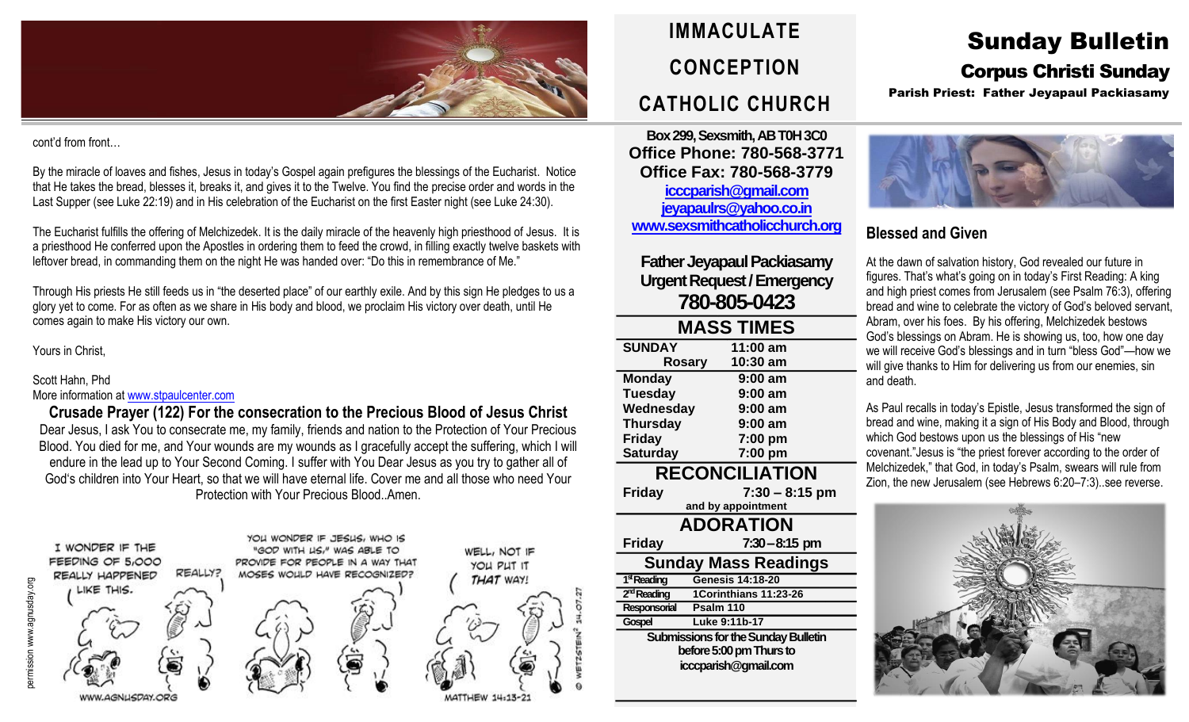# IMMACULATE CONCEPTION CATHOLIC CHURCH

# Sunday Bulletin

## Corpus Christi Sunday

**Parish Priest: Father Jeyapaul Packiasamy**

cont'd from front…

By the miracle of loaves and fishes, Jesus in today's Gospel again prefigures the blessings of the Eucharist. Notice that He takes the bread, blesses it, breaks it, and gives it to the Twelve. You find the precise order and words in the Last Supper (see Luke 22:19) and in His celebration of the Eucharist on the first Easter night (see Luke 24:30).

The Eucharist fulfills the offering of Melchizedek. It is the daily miracle of the heavenly high priesthood of Jesus. It is a priesthood He conferred upon the Apostles in ordering them to feed the crowd, in filling exactly twelve baskets with leftover bread, in commanding them on the night He was handed over: "Do this in remembrance of Me."

Through His priests He still feeds us in "the deserted place" of our earthly exile. And by this sign He pledges to us a glory yet to come. For as often as we share in His body and blood, we proclaim His victory over death, until He comes again to make His victory our own.

Yours in Christ,

Scott Hahn, Phd
More information at www.stpaulcenter.com

**Crusade Prayer (122) For the consecration to the Precious Blood of Jesus Christ**

Dear Jesus, I ask You to consecrate me, my family, friends and nation to the Protection of Your Precious Blood. You died for me, and Your wounds are my wounds as I gracefully accept the suffering, which I will endure in the lead up to Your Second Coming. I suffer with You Dear Jesus as you try to gather all of God's children into Your Heart, so that we will have eternal life. Cover me and all those who need Your Protection with Your Precious Blood..Amen.

I WONDER IF THE FEEDING OF 5,000 REALLY HAPPENED LIKE THIS. — REALLY? — YOU WONDER IF JESUS, WHO IS "GOD WITH US," WAS ABLE TO PROVIDE FOR PEOPLE IN A WAY THAT MOSES WOULD HAVE RECOGNIZED? — WELL, NOT IF YOU PUT IT *THAT* WAY!

WWW.AGNUSDAY.ORG — MATTHEW 14:13-21 — © WETZSTEIN² 14.07.27 — permission www.agnusday.org

**Box 299, Sexsmith, AB T0H 3C0**
**Office Phone: 780-568-3771**
**Office Fax: 780-568-3779**
**icccparish@gmail.com**
**jeyapaulrs@yahoo.co.in**
**www.sexsmithcatholicchurch.org**

**Father Jeyapaul Packiasamy**
**Urgent Request / Emergency**
**780-805-0423**

## MASS TIMES

| | |
|---|---|
| **SUNDAY** | **11:00 am** |
| **Rosary** | **10:30 am** |
| **Monday** | **9:00 am** |
| **Tuesday** | **9:00 am** |
| **Wednesday** | **9:00 am** |
| **Thursday** | **9:00 am** |
| **Friday** | **7:00 pm** |
| **Saturday** | **7:00 pm** |

## RECONCILIATION

**Friday** **7:30 – 8:15 pm**
**and by appointment**

## ADORATION

**Friday** **7:30 – 8:15 pm**

## Sunday Mass Readings

| | |
|---|---|
| 1st Reading | Genesis 14:18-20 |
| 2nd Reading | 1Corinthians 11:23-26 |
| Responsorial | Psalm 110 |
| Gospel | Luke 9:11b-17 |

**Submissions for the Sunday Bulletin before 5:00 pm Thurs to icccparish@gmail.com**

## Blessed and Given

At the dawn of salvation history, God revealed our future in figures. That's what's going on in today's First Reading: A king and high priest comes from Jerusalem (see Psalm 76:3), offering bread and wine to celebrate the victory of God's beloved servant, Abram, over his foes. By his offering, Melchizedek bestows God's blessings on Abram. He is showing us, too, how one day we will receive God's blessings and in turn "bless God"—how we will give thanks to Him for delivering us from our enemies, sin and death.

As Paul recalls in today's Epistle, Jesus transformed the sign of bread and wine, making it a sign of His Body and Blood, through which God bestows upon us the blessings of His "new covenant."Jesus is "the priest forever according to the order of Melchizedek," that God, in today's Psalm, swears will rule from Zion, the new Jerusalem (see Hebrews 6:20–7:3)..see reverse.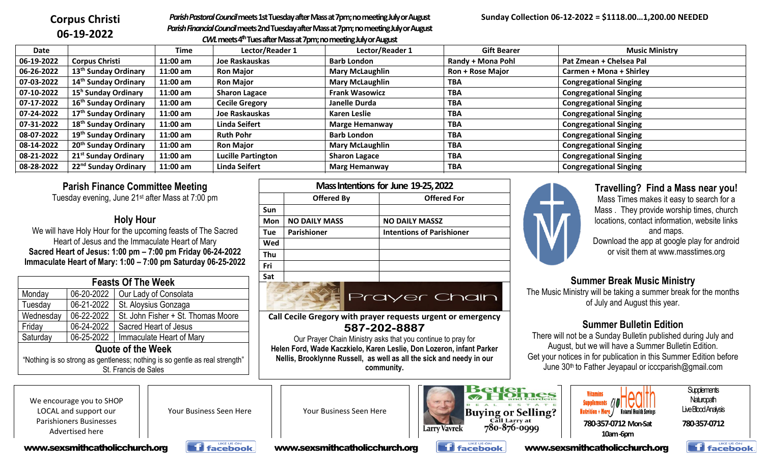**Corpus Christi**
**06-19-2022**

***Parish Pastoral Council* meets 1st Tuesday after Mass at 7pm; no meeting July or August**
***Parish Financial Council* meets 2nd Tuesday after Mass at 7pm; no meeting July or August**
***CWL* meets 4th Tues after Mass at 7pm; no meeting July or August**

**Sunday Collection 06-12-2022 = $1118.00…1,200.00 NEEDED**

| Date | | Time | Lector/Reader 1 | Lector/Reader 1 | Gift Bearer | Music Ministry |
|---|---|---|---|---|---|---|
| 06-19-2022 | Corpus Christi | 11:00 am | Joe Raskauskas | Barb London | Randy + Mona Pohl | Pat Zmean + Chelsea Pal |
| 06-26-2022 | 13th Sunday Ordinary | 11:00 am | Ron Major | Mary McLaughlin | Ron + Rose Major | Carmen + Mona + Shirley |
| 07-03-2022 | 14th Sunday Ordinary | 11:00 am | Ron Major | Mary McLaughlin | TBA | Congregational Singing |
| 07-10-2022 | 15h Sunday Ordinary | 11:00 am | Sharon Lagace | Frank Wasowicz | TBA | Congregational Singing |
| 07-17-2022 | 16th Sunday Ordinary | 11:00 am | Cecile Gregory | Janelle Durda | TBA | Congregational Singing |
| 07-24-2022 | 17th Sunday Ordinary | 11:00 am | Joe Raskauskas | Karen Leslie | TBA | Congregational Singing |
| 07-31-2022 | 18th Sunday Ordinary | 11:00 am | Linda Seifert | Marge Hemanway | TBA | Congregational Singing |
| 08-07-2022 | 19th Sunday Ordinary | 11:00 am | Ruth Pohr | Barb London | TBA | Congregational Singing |
| 08-14-2022 | 20th Sunday Ordinary | 11:00 am | Ron Major | Mary McLaughlin | TBA | Congregational Singing |
| 08-21-2022 | 21st Sunday Ordinary | 11:00 am | Lucille Partington | Sharon Lagace | TBA | Congregational Singing |
| 08-28-2022 | 22nd Sunday Ordinary | 11:00 am | Linda Seifert | Marg Hemanway | TBA | Congregational Singing |

## Parish Finance Committee Meeting

Tuesday evening, June 21st after Mass at 7:00 pm

## Holy Hour

We will have Holy Hour for the upcoming feasts of The Sacred Heart of Jesus and the Immaculate Heart of Mary
**Sacred Heart of Jesus: 1:00 pm – 7:00 pm Friday 06-24-2022**
**Immaculate Heart of Mary: 1:00 – 7:00 pm Saturday 06-25-2022**

| Feasts Of The Week | | |
|---|---|---|
| Monday | 06-20-2022 | Our Lady of Consolata |
| Tuesday | 06-21-2022 | St. Aloysius Gonzaga |
| Wednesday | 06-22-2022 | St. John Fisher + St. Thomas Moore |
| Friday | 06-24-2022 | Sacred Heart of Jesus |
| Saturday | 06-25-2022 | Immaculate Heart of Mary |

**Quote of the Week**
"Nothing is so strong as gentleness; nothing is so gentle as real strength"
St. Francis de Sales

**Mass Intentions for June 19-25, 2022**

| | Offered By | Offered For |
|---|---|---|
| Sun | | |
| Mon | NO DAILY MASS | NO DAILY MASSZ |
| Tue | Parishioner | Intentions of Parishioner |
| Wed | | |
| Thu | | |
| Fri | | |
| Sat | | |

Prayer Chain

**Call Cecile Gregory with prayer requests urgent or emergency**
**587-202-8887**

Our Prayer Chain Ministry asks that you continue to pray for **Helen Ford, Wade Kaczkielo, Karen Leslie, Don Lozeron, infant Parker Nellis, Brooklynne Russell, as well as all the sick and needy in our community.**

## Travelling? Find a Mass near you!

Mass Times makes it easy to search for a Mass . They provide worship times, church locations, contact information, website links and maps.
Download the app at google play for android or visit them at www.masstimes.org

## Summer Break Music Ministry

The Music Ministry will be taking a summer break for the months of July and August this year.

## Summer Bulletin Edition

There will not be a Sunday Bulletin published during July and August, but we will have a Summer Bulletin Edition.
Get your notices in for publication in this Summer Edition before June 30th to Father Jeyapaul or icccparish@gmail.com

We encourage you to SHOP LOCAL and support our Parishioners Businesses Advertised here

Your Business Seen Here

Your Business Seen Here

Better Homes and Gardens REAL ESTATE — Buying or Selling? Call Larry at 780-876-0999 — Larry Vavrek

Vitamins Supplements Nutrition + More — go Health Natural Health Savings — 780-357-0712 Mon-Sat 10am-6pm

Supplements Naturopath Live Blood Analysis 780-357-0712

www.sexsmithcatholicchurch.org — LIKE US ON facebook